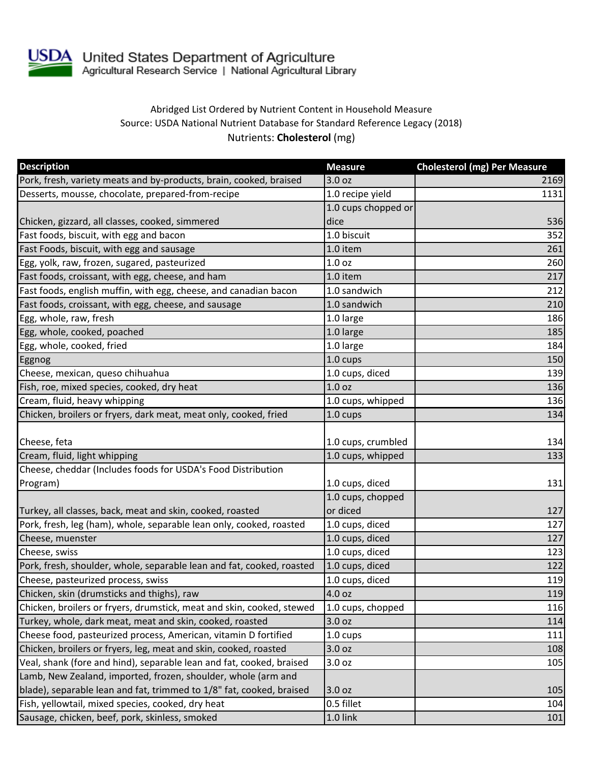United States Department of Agriculture
Agricultural Research Service | National Agricultural Library

Abridged List Ordered by Nutrient Content in Household Measure
Source: USDA National Nutrient Database for Standard Reference Legacy (2018)
Nutrients: **Cholesterol** (mg)

| Description | Measure | Cholesterol (mg) Per Measure |
|---|---|---|
| Pork, fresh, variety meats and by-products, brain, cooked, braised | 3.0 oz | 2169 |
| Desserts, mousse, chocolate, prepared-from-recipe | 1.0 recipe yield | 1131 |
| Chicken, gizzard, all classes, cooked, simmered | 1.0 cups chopped or dice | 536 |
| Fast foods, biscuit, with egg and bacon | 1.0 biscuit | 352 |
| Fast Foods, biscuit, with egg and sausage | 1.0 item | 261 |
| Egg, yolk, raw, frozen, sugared, pasteurized | 1.0 oz | 260 |
| Fast foods, croissant, with egg, cheese, and ham | 1.0 item | 217 |
| Fast foods, english muffin, with egg, cheese, and canadian bacon | 1.0 sandwich | 212 |
| Fast foods, croissant, with egg, cheese, and sausage | 1.0 sandwich | 210 |
| Egg, whole, raw, fresh | 1.0 large | 186 |
| Egg, whole, cooked, poached | 1.0 large | 185 |
| Egg, whole, cooked, fried | 1.0 large | 184 |
| Eggnog | 1.0 cups | 150 |
| Cheese, mexican, queso chihuahua | 1.0 cups, diced | 139 |
| Fish, roe, mixed species, cooked, dry heat | 1.0 oz | 136 |
| Cream, fluid, heavy whipping | 1.0 cups, whipped | 136 |
| Chicken, broilers or fryers, dark meat, meat only, cooked, fried | 1.0 cups | 134 |
| Cheese, feta | 1.0 cups, crumbled | 134 |
| Cream, fluid, light whipping | 1.0 cups, whipped | 133 |
| Cheese, cheddar (Includes foods for USDA's Food Distribution Program) | 1.0 cups, diced | 131 |
| Turkey, all classes, back, meat and skin, cooked, roasted | 1.0 cups, chopped or diced | 127 |
| Pork, fresh, leg (ham), whole, separable lean only, cooked, roasted | 1.0 cups, diced | 127 |
| Cheese, muenster | 1.0 cups, diced | 127 |
| Cheese, swiss | 1.0 cups, diced | 123 |
| Pork, fresh, shoulder, whole, separable lean and fat, cooked, roasted | 1.0 cups, diced | 122 |
| Cheese, pasteurized process, swiss | 1.0 cups, diced | 119 |
| Chicken, skin (drumsticks and thighs), raw | 4.0 oz | 119 |
| Chicken, broilers or fryers, drumstick, meat and skin, cooked, stewed | 1.0 cups, chopped | 116 |
| Turkey, whole, dark meat, meat and skin, cooked, roasted | 3.0 oz | 114 |
| Cheese food, pasteurized process, American, vitamin D fortified | 1.0 cups | 111 |
| Chicken, broilers or fryers, leg, meat and skin, cooked, roasted | 3.0 oz | 108 |
| Veal, shank (fore and hind), separable lean and fat, cooked, braised | 3.0 oz | 105 |
| Lamb, New Zealand, imported, frozen, shoulder, whole (arm and blade), separable lean and fat, trimmed to 1/8" fat, cooked, braised | 3.0 oz | 105 |
| Fish, yellowtail, mixed species, cooked, dry heat | 0.5 fillet | 104 |
| Sausage, chicken, beef, pork, skinless, smoked | 1.0 link | 101 |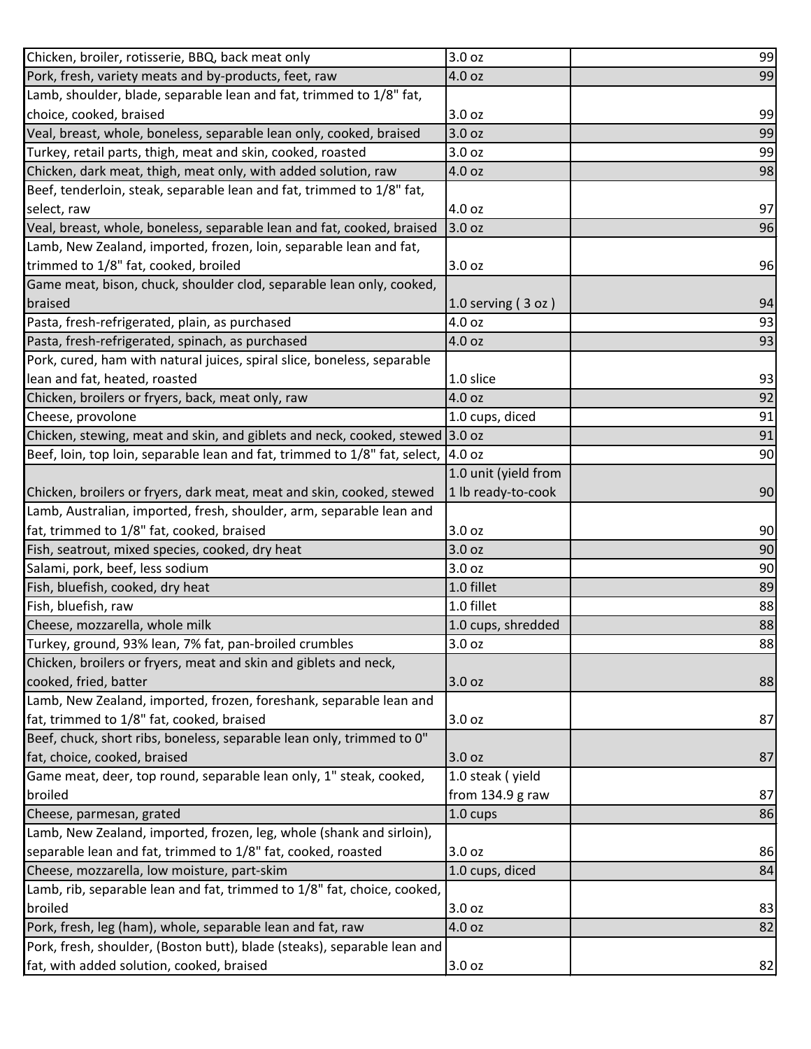| | | |
|---|---|---|
| Chicken, broiler, rotisserie, BBQ, back meat only | 3.0 oz | 99 |
| Pork, fresh, variety meats and by-products, feet, raw | 4.0 oz | 99 |
| Lamb, shoulder, blade, separable lean and fat, trimmed to 1/8" fat, choice, cooked, braised | 3.0 oz | 99 |
| Veal, breast, whole, boneless, separable lean only, cooked, braised | 3.0 oz | 99 |
| Turkey, retail parts, thigh, meat and skin, cooked, roasted | 3.0 oz | 99 |
| Chicken, dark meat, thigh, meat only, with added solution, raw | 4.0 oz | 98 |
| Beef, tenderloin, steak, separable lean and fat, trimmed to 1/8" fat, select, raw | 4.0 oz | 97 |
| Veal, breast, whole, boneless, separable lean and fat, cooked, braised | 3.0 oz | 96 |
| Lamb, New Zealand, imported, frozen, loin, separable lean and fat, trimmed to 1/8" fat, cooked, broiled | 3.0 oz | 96 |
| Game meat, bison, chuck, shoulder clod, separable lean only, cooked, braised | 1.0 serving ( 3 oz ) | 94 |
| Pasta, fresh-refrigerated, plain, as purchased | 4.0 oz | 93 |
| Pasta, fresh-refrigerated, spinach, as purchased | 4.0 oz | 93 |
| Pork, cured, ham with natural juices, spiral slice, boneless, separable lean and fat, heated, roasted | 1.0 slice | 93 |
| Chicken, broilers or fryers, back, meat only, raw | 4.0 oz | 92 |
| Cheese, provolone | 1.0 cups, diced | 91 |
| Chicken, stewing, meat and skin, and giblets and neck, cooked, stewed | 3.0 oz | 91 |
| Beef, loin, top loin, separable lean and fat, trimmed to 1/8" fat, select, | 4.0 oz | 90 |
| Chicken, broilers or fryers, dark meat, meat and skin, cooked, stewed | 1.0 unit (yield from 1 lb ready-to-cook | 90 |
| Lamb, Australian, imported, fresh, shoulder, arm, separable lean and fat, trimmed to 1/8" fat, cooked, braised | 3.0 oz | 90 |
| Fish, seatrout, mixed species, cooked, dry heat | 3.0 oz | 90 |
| Salami, pork, beef, less sodium | 3.0 oz | 90 |
| Fish, bluefish, cooked, dry heat | 1.0 fillet | 89 |
| Fish, bluefish, raw | 1.0 fillet | 88 |
| Cheese, mozzarella, whole milk | 1.0 cups, shredded | 88 |
| Turkey, ground, 93% lean, 7% fat, pan-broiled crumbles | 3.0 oz | 88 |
| Chicken, broilers or fryers, meat and skin and giblets and neck, cooked, fried, batter | 3.0 oz | 88 |
| Lamb, New Zealand, imported, frozen, foreshank, separable lean and fat, trimmed to 1/8" fat, cooked, braised | 3.0 oz | 87 |
| Beef, chuck, short ribs, boneless, separable lean only, trimmed to 0" fat, choice, cooked, braised | 3.0 oz | 87 |
| Game meat, deer, top round, separable lean only, 1" steak, cooked, broiled | 1.0 steak ( yield from 134.9 g raw | 87 |
| Cheese, parmesan, grated | 1.0 cups | 86 |
| Lamb, New Zealand, imported, frozen, leg, whole (shank and sirloin), separable lean and fat, trimmed to 1/8" fat, cooked, roasted | 3.0 oz | 86 |
| Cheese, mozzarella, low moisture, part-skim | 1.0 cups, diced | 84 |
| Lamb, rib, separable lean and fat, trimmed to 1/8" fat, choice, cooked, broiled | 3.0 oz | 83 |
| Pork, fresh, leg (ham), whole, separable lean and fat, raw | 4.0 oz | 82 |
| Pork, fresh, shoulder, (Boston butt), blade (steaks), separable lean and fat, with added solution, cooked, braised | 3.0 oz | 82 |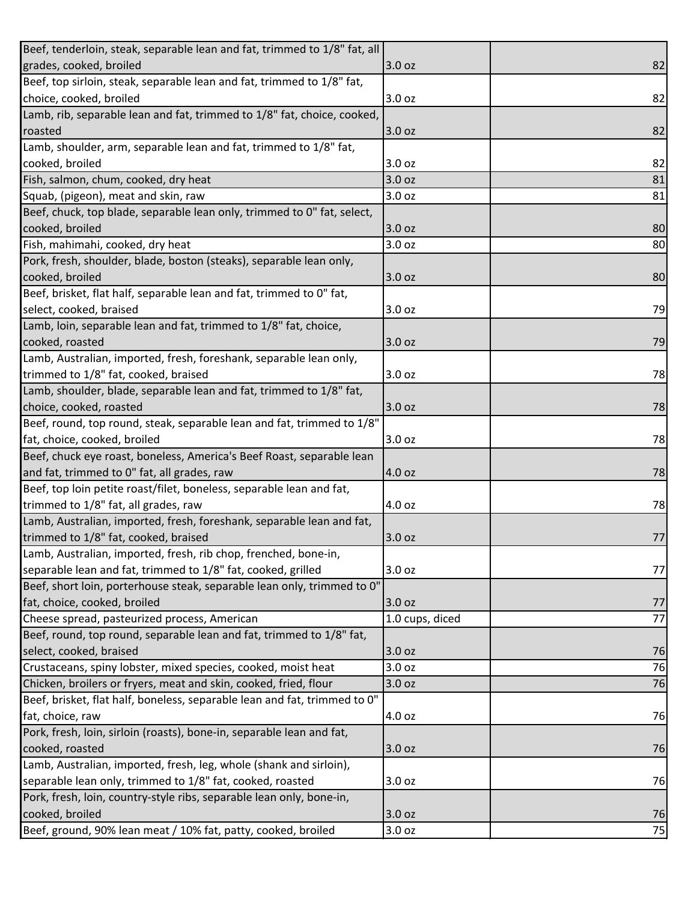| | | | |
|---|---|---|---|
| Beef, tenderloin, steak, separable lean and fat, trimmed to 1/8" fat, all grades, cooked, broiled | 3.0 oz | | 82 |
| Beef, top sirloin, steak, separable lean and fat, trimmed to 1/8" fat, choice, cooked, broiled | 3.0 oz | | 82 |
| Lamb, rib, separable lean and fat, trimmed to 1/8" fat, choice, cooked, roasted | 3.0 oz | | 82 |
| Lamb, shoulder, arm, separable lean and fat, trimmed to 1/8" fat, cooked, broiled | 3.0 oz | | 82 |
| Fish, salmon, chum, cooked, dry heat | 3.0 oz | | 81 |
| Squab, (pigeon), meat and skin, raw | 3.0 oz | | 81 |
| Beef, chuck, top blade, separable lean only, trimmed to 0" fat, select, cooked, broiled | 3.0 oz | | 80 |
| Fish, mahimahi, cooked, dry heat | 3.0 oz | | 80 |
| Pork, fresh, shoulder, blade, boston (steaks), separable lean only, cooked, broiled | 3.0 oz | | 80 |
| Beef, brisket, flat half, separable lean and fat, trimmed to 0" fat, select, cooked, braised | 3.0 oz | | 79 |
| Lamb, loin, separable lean and fat, trimmed to 1/8" fat, choice, cooked, roasted | 3.0 oz | | 79 |
| Lamb, Australian, imported, fresh, foreshank, separable lean only, trimmed to 1/8" fat, cooked, braised | 3.0 oz | | 78 |
| Lamb, shoulder, blade, separable lean and fat, trimmed to 1/8" fat, choice, cooked, roasted | 3.0 oz | | 78 |
| Beef, round, top round, steak, separable lean and fat, trimmed to 1/8" fat, choice, cooked, broiled | 3.0 oz | | 78 |
| Beef, chuck eye roast, boneless, America's Beef Roast, separable lean and fat, trimmed to 0" fat, all grades, raw | 4.0 oz | | 78 |
| Beef, top loin petite roast/filet, boneless, separable lean and fat, trimmed to 1/8" fat, all grades, raw | 4.0 oz | | 78 |
| Lamb, Australian, imported, fresh, foreshank, separable lean and fat, trimmed to 1/8" fat, cooked, braised | 3.0 oz | | 77 |
| Lamb, Australian, imported, fresh, rib chop, frenched, bone-in, separable lean and fat, trimmed to 1/8" fat, cooked, grilled | 3.0 oz | | 77 |
| Beef, short loin, porterhouse steak, separable lean only, trimmed to 0" fat, choice, cooked, broiled | 3.0 oz | | 77 |
| Cheese spread, pasteurized process, American | 1.0 cups, diced | | 77 |
| Beef, round, top round, separable lean and fat, trimmed to 1/8" fat, select, cooked, braised | 3.0 oz | | 76 |
| Crustaceans, spiny lobster, mixed species, cooked, moist heat | 3.0 oz | | 76 |
| Chicken, broilers or fryers, meat and skin, cooked, fried, flour | 3.0 oz | | 76 |
| Beef, brisket, flat half, boneless, separable lean and fat, trimmed to 0" fat, choice, raw | 4.0 oz | | 76 |
| Pork, fresh, loin, sirloin (roasts), bone-in, separable lean and fat, cooked, roasted | 3.0 oz | | 76 |
| Lamb, Australian, imported, fresh, leg, whole (shank and sirloin), separable lean only, trimmed to 1/8" fat, cooked, roasted | 3.0 oz | | 76 |
| Pork, fresh, loin, country-style ribs, separable lean only, bone-in, cooked, broiled | 3.0 oz | | 76 |
| Beef, ground, 90% lean meat / 10% fat, patty, cooked, broiled | 3.0 oz | | 75 |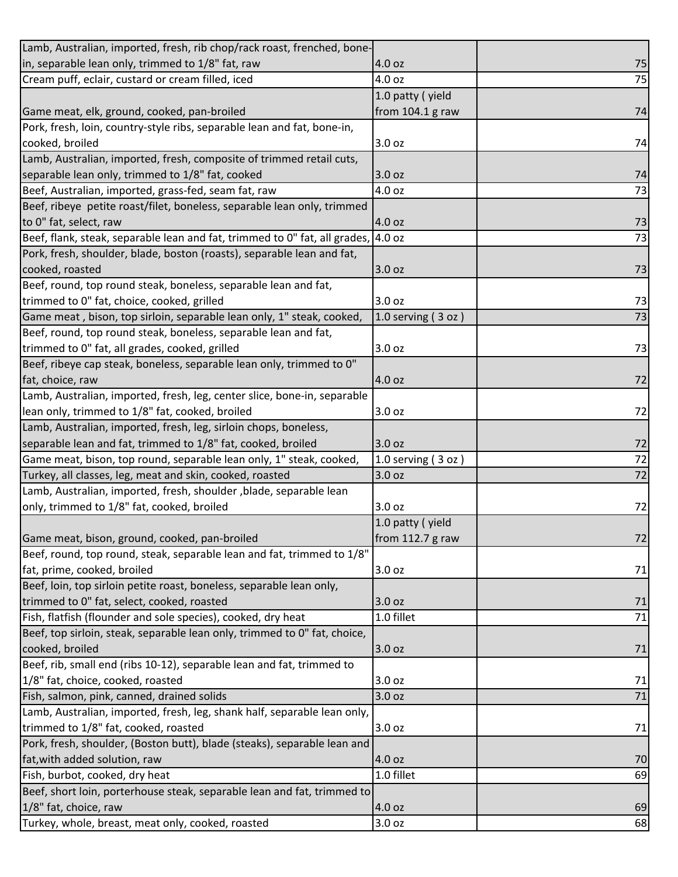| | | |
|---|---|---|
| Lamb, Australian, imported, fresh, rib chop/rack roast, frenched, bone-in, separable lean only, trimmed to 1/8" fat, raw | 4.0 oz | 75 |
| Cream puff, eclair, custard or cream filled, iced | 4.0 oz | 75 |
| Game meat, elk, ground, cooked, pan-broiled | 1.0 patty ( yield from 104.1 g raw | 74 |
| Pork, fresh, loin, country-style ribs, separable lean and fat, bone-in, cooked, broiled | 3.0 oz | 74 |
| Lamb, Australian, imported, fresh, composite of trimmed retail cuts, separable lean only, trimmed to 1/8" fat, cooked | 3.0 oz | 74 |
| Beef, Australian, imported, grass-fed, seam fat, raw | 4.0 oz | 73 |
| Beef, ribeye petite roast/filet, boneless, separable lean only, trimmed to 0" fat, select, raw | 4.0 oz | 73 |
| Beef, flank, steak, separable lean and fat, trimmed to 0" fat, all grades, | 4.0 oz | 73 |
| Pork, fresh, shoulder, blade, boston (roasts), separable lean and fat, cooked, roasted | 3.0 oz | 73 |
| Beef, round, top round steak, boneless, separable lean and fat, trimmed to 0" fat, choice, cooked, grilled | 3.0 oz | 73 |
| Game meat , bison, top sirloin, separable lean only, 1" steak, cooked, | 1.0 serving ( 3 oz ) | 73 |
| Beef, round, top round steak, boneless, separable lean and fat, trimmed to 0" fat, all grades, cooked, grilled | 3.0 oz | 73 |
| Beef, ribeye cap steak, boneless, separable lean only, trimmed to 0" fat, choice, raw | 4.0 oz | 72 |
| Lamb, Australian, imported, fresh, leg, center slice, bone-in, separable lean only, trimmed to 1/8" fat, cooked, broiled | 3.0 oz | 72 |
| Lamb, Australian, imported, fresh, leg, sirloin chops, boneless, separable lean and fat, trimmed to 1/8" fat, cooked, broiled | 3.0 oz | 72 |
| Game meat, bison, top round, separable lean only, 1" steak, cooked, | 1.0 serving ( 3 oz ) | 72 |
| Turkey, all classes, leg, meat and skin, cooked, roasted | 3.0 oz | 72 |
| Lamb, Australian, imported, fresh, shoulder ,blade, separable lean only, trimmed to 1/8" fat, cooked, broiled | 3.0 oz | 72 |
| Game meat, bison, ground, cooked, pan-broiled | 1.0 patty ( yield from 112.7 g raw | 72 |
| Beef, round, top round, steak, separable lean and fat, trimmed to 1/8" fat, prime, cooked, broiled | 3.0 oz | 71 |
| Beef, loin, top sirloin petite roast, boneless, separable lean only, trimmed to 0" fat, select, cooked, roasted | 3.0 oz | 71 |
| Fish, flatfish (flounder and sole species), cooked, dry heat | 1.0 fillet | 71 |
| Beef, top sirloin, steak, separable lean only, trimmed to 0" fat, choice, cooked, broiled | 3.0 oz | 71 |
| Beef, rib, small end (ribs 10-12), separable lean and fat, trimmed to 1/8" fat, choice, cooked, roasted | 3.0 oz | 71 |
| Fish, salmon, pink, canned, drained solids | 3.0 oz | 71 |
| Lamb, Australian, imported, fresh, leg, shank half, separable lean only, trimmed to 1/8" fat, cooked, roasted | 3.0 oz | 71 |
| Pork, fresh, shoulder, (Boston butt), blade (steaks), separable lean and fat,with added solution, raw | 4.0 oz | 70 |
| Fish, burbot, cooked, dry heat | 1.0 fillet | 69 |
| Beef, short loin, porterhouse steak, separable lean and fat, trimmed to 1/8" fat, choice, raw | 4.0 oz | 69 |
| Turkey, whole, breast, meat only, cooked, roasted | 3.0 oz | 68 |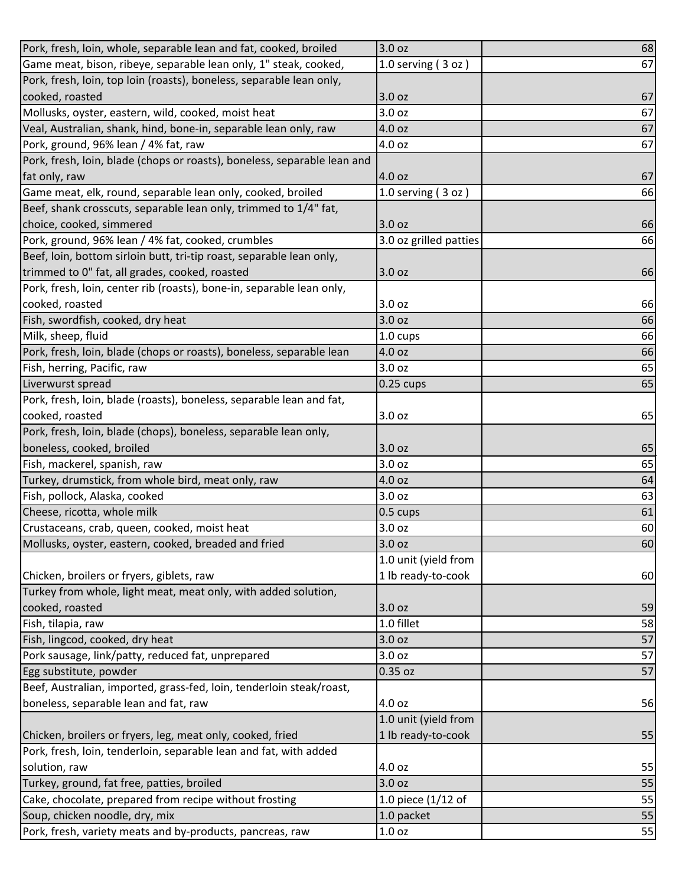| | | |
|---|---|---|
| Pork, fresh, loin, whole, separable lean and fat, cooked, broiled | 3.0 oz | 68 |
| Game meat, bison, ribeye, separable lean only, 1" steak, cooked, | 1.0 serving ( 3 oz ) | 67 |
| Pork, fresh, loin, top loin (roasts), boneless, separable lean only, cooked, roasted | 3.0 oz | 67 |
| Mollusks, oyster, eastern, wild, cooked, moist heat | 3.0 oz | 67 |
| Veal, Australian, shank, hind, bone-in, separable lean only, raw | 4.0 oz | 67 |
| Pork, ground, 96% lean / 4% fat, raw | 4.0 oz | 67 |
| Pork, fresh, loin, blade (chops or roasts), boneless, separable lean and fat only, raw | 4.0 oz | 67 |
| Game meat, elk, round, separable lean only, cooked, broiled | 1.0 serving ( 3 oz ) | 66 |
| Beef, shank crosscuts, separable lean only, trimmed to 1/4" fat, choice, cooked, simmered | 3.0 oz | 66 |
| Pork, ground, 96% lean / 4% fat, cooked, crumbles | 3.0 oz grilled patties | 66 |
| Beef, loin, bottom sirloin butt, tri-tip roast, separable lean only, trimmed to 0" fat, all grades, cooked, roasted | 3.0 oz | 66 |
| Pork, fresh, loin, center rib (roasts), bone-in, separable lean only, cooked, roasted | 3.0 oz | 66 |
| Fish, swordfish, cooked, dry heat | 3.0 oz | 66 |
| Milk, sheep, fluid | 1.0 cups | 66 |
| Pork, fresh, loin, blade (chops or roasts), boneless, separable lean | 4.0 oz | 66 |
| Fish, herring, Pacific, raw | 3.0 oz | 65 |
| Liverwurst spread | 0.25 cups | 65 |
| Pork, fresh, loin, blade (roasts), boneless, separable lean and fat, cooked, roasted | 3.0 oz | 65 |
| Pork, fresh, loin, blade (chops), boneless, separable lean only, boneless, cooked, broiled | 3.0 oz | 65 |
| Fish, mackerel, spanish, raw | 3.0 oz | 65 |
| Turkey, drumstick, from whole bird, meat only, raw | 4.0 oz | 64 |
| Fish, pollock, Alaska, cooked | 3.0 oz | 63 |
| Cheese, ricotta, whole milk | 0.5 cups | 61 |
| Crustaceans, crab, queen, cooked, moist heat | 3.0 oz | 60 |
| Mollusks, oyster, eastern, cooked, breaded and fried | 3.0 oz | 60 |
| Chicken, broilers or fryers, giblets, raw | 1.0 unit (yield from 1 lb ready-to-cook | 60 |
| Turkey from whole, light meat, meat only, with added solution, cooked, roasted | 3.0 oz | 59 |
| Fish, tilapia, raw | 1.0 fillet | 58 |
| Fish, lingcod, cooked, dry heat | 3.0 oz | 57 |
| Pork sausage, link/patty, reduced fat, unprepared | 3.0 oz | 57 |
| Egg substitute, powder | 0.35 oz | 57 |
| Beef, Australian, imported, grass-fed, loin, tenderloin steak/roast, boneless, separable lean and fat, raw | 4.0 oz | 56 |
| Chicken, broilers or fryers, leg, meat only, cooked, fried | 1.0 unit (yield from 1 lb ready-to-cook | 55 |
| Pork, fresh, loin, tenderloin, separable lean and fat, with added solution, raw | 4.0 oz | 55 |
| Turkey, ground, fat free, patties, broiled | 3.0 oz | 55 |
| Cake, chocolate, prepared from recipe without frosting | 1.0 piece (1/12 of | 55 |
| Soup, chicken noodle, dry, mix | 1.0 packet | 55 |
| Pork, fresh, variety meats and by-products, pancreas, raw | 1.0 oz | 55 |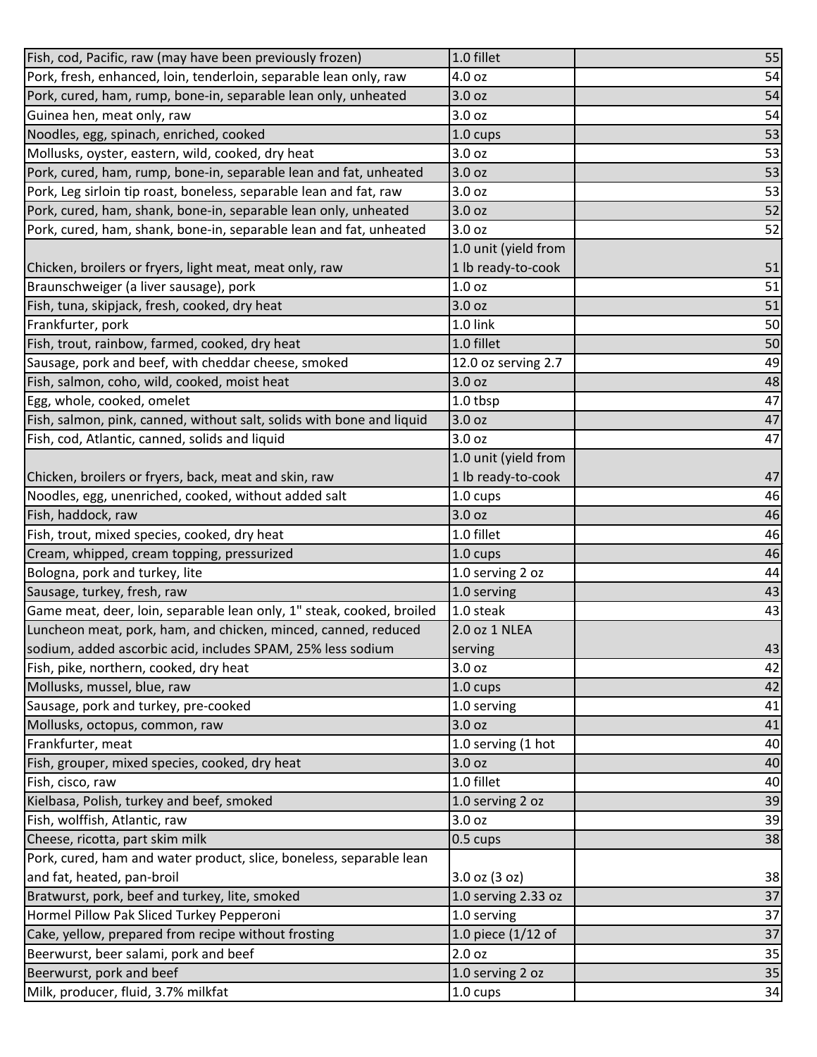| | | |
|---|---|---|
| Fish, cod, Pacific, raw (may have been previously frozen) | 1.0 fillet | 55 |
| Pork, fresh, enhanced, loin, tenderloin, separable lean only, raw | 4.0 oz | 54 |
| Pork, cured, ham, rump, bone-in, separable lean only, unheated | 3.0 oz | 54 |
| Guinea hen, meat only, raw | 3.0 oz | 54 |
| Noodles, egg, spinach, enriched, cooked | 1.0 cups | 53 |
| Mollusks, oyster, eastern, wild, cooked, dry heat | 3.0 oz | 53 |
| Pork, cured, ham, rump, bone-in, separable lean and fat, unheated | 3.0 oz | 53 |
| Pork, Leg sirloin tip roast, boneless, separable lean and fat, raw | 3.0 oz | 53 |
| Pork, cured, ham, shank, bone-in, separable lean only, unheated | 3.0 oz | 52 |
| Pork, cured, ham, shank, bone-in, separable lean and fat, unheated | 3.0 oz | 52 |
| Chicken, broilers or fryers, light meat, meat only, raw | 1.0 unit (yield from 1 lb ready-to-cook | 51 |
| Braunschweiger (a liver sausage), pork | 1.0 oz | 51 |
| Fish, tuna, skipjack, fresh, cooked, dry heat | 3.0 oz | 51 |
| Frankfurter, pork | 1.0 link | 50 |
| Fish, trout, rainbow, farmed, cooked, dry heat | 1.0 fillet | 50 |
| Sausage, pork and beef, with cheddar cheese, smoked | 12.0 oz serving 2.7 | 49 |
| Fish, salmon, coho, wild, cooked, moist heat | 3.0 oz | 48 |
| Egg, whole, cooked, omelet | 1.0 tbsp | 47 |
| Fish, salmon, pink, canned, without salt, solids with bone and liquid | 3.0 oz | 47 |
| Fish, cod, Atlantic, canned, solids and liquid | 3.0 oz | 47 |
| Chicken, broilers or fryers, back, meat and skin, raw | 1.0 unit (yield from 1 lb ready-to-cook | 47 |
| Noodles, egg, unenriched, cooked, without added salt | 1.0 cups | 46 |
| Fish, haddock, raw | 3.0 oz | 46 |
| Fish, trout, mixed species, cooked, dry heat | 1.0 fillet | 46 |
| Cream, whipped, cream topping, pressurized | 1.0 cups | 46 |
| Bologna, pork and turkey, lite | 1.0 serving 2 oz | 44 |
| Sausage, turkey, fresh, raw | 1.0 serving | 43 |
| Game meat, deer, loin, separable lean only, 1" steak, cooked, broiled | 1.0 steak | 43 |
| Luncheon meat, pork, ham, and chicken, minced, canned, reduced sodium, added ascorbic acid, includes SPAM, 25% less sodium | 2.0 oz 1 NLEA serving | 43 |
| Fish, pike, northern, cooked, dry heat | 3.0 oz | 42 |
| Mollusks, mussel, blue, raw | 1.0 cups | 42 |
| Sausage, pork and turkey, pre-cooked | 1.0 serving | 41 |
| Mollusks, octopus, common, raw | 3.0 oz | 41 |
| Frankfurter, meat | 1.0 serving (1 hot | 40 |
| Fish, grouper, mixed species, cooked, dry heat | 3.0 oz | 40 |
| Fish, cisco, raw | 1.0 fillet | 40 |
| Kielbasa, Polish, turkey and beef, smoked | 1.0 serving 2 oz | 39 |
| Fish, wolffish, Atlantic, raw | 3.0 oz | 39 |
| Cheese, ricotta, part skim milk | 0.5 cups | 38 |
| Pork, cured, ham and water product, slice, boneless, separable lean and fat, heated, pan-broil | 3.0 oz (3 oz) | 38 |
| Bratwurst, pork, beef and turkey, lite, smoked | 1.0 serving 2.33 oz | 37 |
| Hormel Pillow Pak Sliced Turkey Pepperoni | 1.0 serving | 37 |
| Cake, yellow, prepared from recipe without frosting | 1.0 piece (1/12 of | 37 |
| Beerwurst, beer salami, pork and beef | 2.0 oz | 35 |
| Beerwurst, pork and beef | 1.0 serving 2 oz | 35 |
| Milk, producer, fluid, 3.7% milkfat | 1.0 cups | 34 |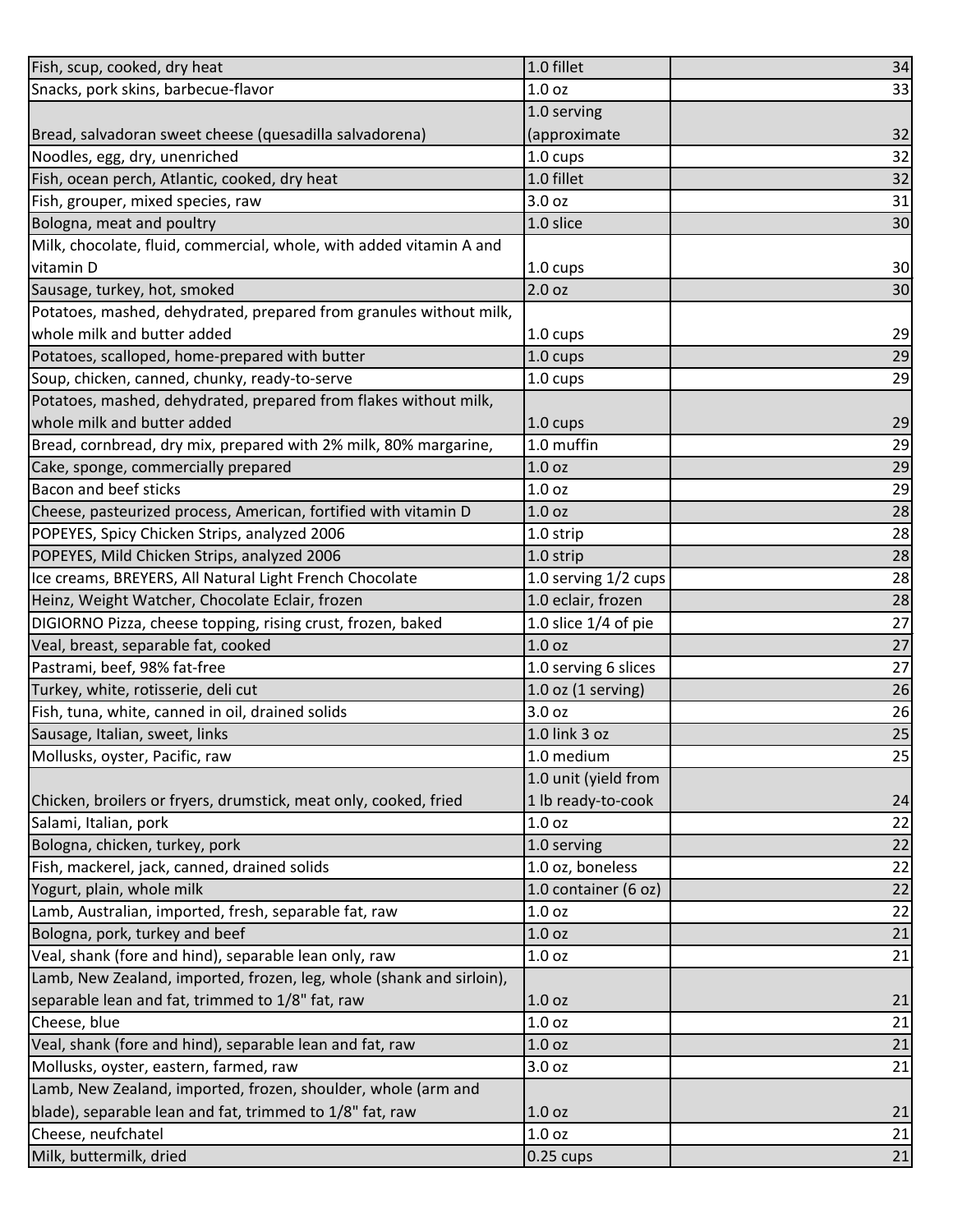| | | |
|---|---|---|
| Fish, scup, cooked, dry heat | 1.0 fillet | 34 |
| Snacks, pork skins, barbecue-flavor | 1.0 oz | 33 |
| Bread, salvadoran sweet cheese (quesadilla salvadorena) | 1.0 serving (approximate | 32 |
| Noodles, egg, dry, unenriched | 1.0 cups | 32 |
| Fish, ocean perch, Atlantic, cooked, dry heat | 1.0 fillet | 32 |
| Fish, grouper, mixed species, raw | 3.0 oz | 31 |
| Bologna, meat and poultry | 1.0 slice | 30 |
| Milk, chocolate, fluid, commercial, whole, with added vitamin A and vitamin D | 1.0 cups | 30 |
| Sausage, turkey, hot, smoked | 2.0 oz | 30 |
| Potatoes, mashed, dehydrated, prepared from granules without milk, whole milk and butter added | 1.0 cups | 29 |
| Potatoes, scalloped, home-prepared with butter | 1.0 cups | 29 |
| Soup, chicken, canned, chunky, ready-to-serve | 1.0 cups | 29 |
| Potatoes, mashed, dehydrated, prepared from flakes without milk, whole milk and butter added | 1.0 cups | 29 |
| Bread, cornbread, dry mix, prepared with 2% milk, 80% margarine, | 1.0 muffin | 29 |
| Cake, sponge, commercially prepared | 1.0 oz | 29 |
| Bacon and beef sticks | 1.0 oz | 29 |
| Cheese, pasteurized process, American, fortified with vitamin D | 1.0 oz | 28 |
| POPEYES, Spicy Chicken Strips, analyzed 2006 | 1.0 strip | 28 |
| POPEYES, Mild Chicken Strips, analyzed 2006 | 1.0 strip | 28 |
| Ice creams, BREYERS, All Natural Light French Chocolate | 1.0 serving 1/2 cups | 28 |
| Heinz, Weight Watcher, Chocolate Eclair, frozen | 1.0 eclair, frozen | 28 |
| DIGIORNO Pizza, cheese topping, rising crust, frozen, baked | 1.0 slice 1/4 of pie | 27 |
| Veal, breast, separable fat, cooked | 1.0 oz | 27 |
| Pastrami, beef, 98% fat-free | 1.0 serving 6 slices | 27 |
| Turkey, white, rotisserie, deli cut | 1.0 oz (1 serving) | 26 |
| Fish, tuna, white, canned in oil, drained solids | 3.0 oz | 26 |
| Sausage, Italian, sweet, links | 1.0 link 3 oz | 25 |
| Mollusks, oyster, Pacific, raw | 1.0 medium | 25 |
| Chicken, broilers or fryers, drumstick, meat only, cooked, fried | 1.0 unit (yield from 1 lb ready-to-cook | 24 |
| Salami, Italian, pork | 1.0 oz | 22 |
| Bologna, chicken, turkey, pork | 1.0 serving | 22 |
| Fish, mackerel, jack, canned, drained solids | 1.0 oz, boneless | 22 |
| Yogurt, plain, whole milk | 1.0 container (6 oz) | 22 |
| Lamb, Australian, imported, fresh, separable fat, raw | 1.0 oz | 22 |
| Bologna, pork, turkey and beef | 1.0 oz | 21 |
| Veal, shank (fore and hind), separable lean only, raw | 1.0 oz | 21 |
| Lamb, New Zealand, imported, frozen, leg, whole (shank and sirloin), separable lean and fat, trimmed to 1/8" fat, raw | 1.0 oz | 21 |
| Cheese, blue | 1.0 oz | 21 |
| Veal, shank (fore and hind), separable lean and fat, raw | 1.0 oz | 21 |
| Mollusks, oyster, eastern, farmed, raw | 3.0 oz | 21 |
| Lamb, New Zealand, imported, frozen, shoulder, whole (arm and blade), separable lean and fat, trimmed to 1/8" fat, raw | 1.0 oz | 21 |
| Cheese, neufchatel | 1.0 oz | 21 |
| Milk, buttermilk, dried | 0.25 cups | 21 |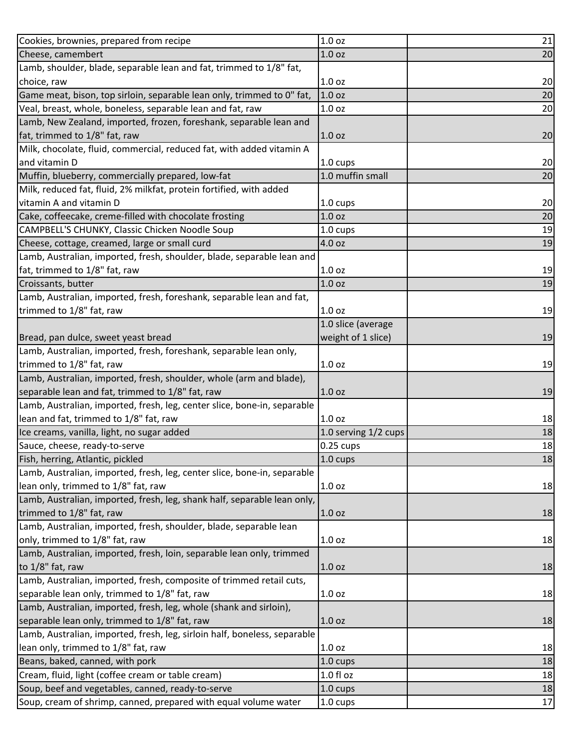| | | |
|---|---|---|
| Cookies, brownies, prepared from recipe | 1.0 oz | 21 |
| Cheese, camembert | 1.0 oz | 20 |
| Lamb, shoulder, blade, separable lean and fat, trimmed to 1/8" fat, choice, raw | 1.0 oz | 20 |
| Game meat, bison, top sirloin, separable lean only, trimmed to 0" fat, | 1.0 oz | 20 |
| Veal, breast, whole, boneless, separable lean and fat, raw | 1.0 oz | 20 |
| Lamb, New Zealand, imported, frozen, foreshank, separable lean and fat, trimmed to 1/8" fat, raw | 1.0 oz | 20 |
| Milk, chocolate, fluid, commercial, reduced fat, with added vitamin A and vitamin D | 1.0 cups | 20 |
| Muffin, blueberry, commercially prepared, low-fat | 1.0 muffin small | 20 |
| Milk, reduced fat, fluid, 2% milkfat, protein fortified, with added vitamin A and vitamin D | 1.0 cups | 20 |
| Cake, coffeecake, creme-filled with chocolate frosting | 1.0 oz | 20 |
| CAMPBELL'S CHUNKY, Classic Chicken Noodle Soup | 1.0 cups | 19 |
| Cheese, cottage, creamed, large or small curd | 4.0 oz | 19 |
| Lamb, Australian, imported, fresh, shoulder, blade, separable lean and fat, trimmed to 1/8" fat, raw | 1.0 oz | 19 |
| Croissants, butter | 1.0 oz | 19 |
| Lamb, Australian, imported, fresh, foreshank, separable lean and fat, trimmed to 1/8" fat, raw | 1.0 oz | 19 |
| Bread, pan dulce, sweet yeast bread | 1.0 slice (average weight of 1 slice) | 19 |
| Lamb, Australian, imported, fresh, foreshank, separable lean only, trimmed to 1/8" fat, raw | 1.0 oz | 19 |
| Lamb, Australian, imported, fresh, shoulder, whole (arm and blade), separable lean and fat, trimmed to 1/8" fat, raw | 1.0 oz | 19 |
| Lamb, Australian, imported, fresh, leg, center slice, bone-in, separable lean and fat, trimmed to 1/8" fat, raw | 1.0 oz | 18 |
| Ice creams, vanilla, light, no sugar added | 1.0 serving 1/2 cups | 18 |
| Sauce, cheese, ready-to-serve | 0.25 cups | 18 |
| Fish, herring, Atlantic, pickled | 1.0 cups | 18 |
| Lamb, Australian, imported, fresh, leg, center slice, bone-in, separable lean only, trimmed to 1/8" fat, raw | 1.0 oz | 18 |
| Lamb, Australian, imported, fresh, leg, shank half, separable lean only, trimmed to 1/8" fat, raw | 1.0 oz | 18 |
| Lamb, Australian, imported, fresh, shoulder, blade, separable lean only, trimmed to 1/8" fat, raw | 1.0 oz | 18 |
| Lamb, Australian, imported, fresh, loin, separable lean only, trimmed to 1/8" fat, raw | 1.0 oz | 18 |
| Lamb, Australian, imported, fresh, composite of trimmed retail cuts, separable lean only, trimmed to 1/8" fat, raw | 1.0 oz | 18 |
| Lamb, Australian, imported, fresh, leg, whole (shank and sirloin), separable lean only, trimmed to 1/8" fat, raw | 1.0 oz | 18 |
| Lamb, Australian, imported, fresh, leg, sirloin half, boneless, separable lean only, trimmed to 1/8" fat, raw | 1.0 oz | 18 |
| Beans, baked, canned, with pork | 1.0 cups | 18 |
| Cream, fluid, light (coffee cream or table cream) | 1.0 fl oz | 18 |
| Soup, beef and vegetables, canned, ready-to-serve | 1.0 cups | 18 |
| Soup, cream of shrimp, canned, prepared with equal volume water | 1.0 cups | 17 |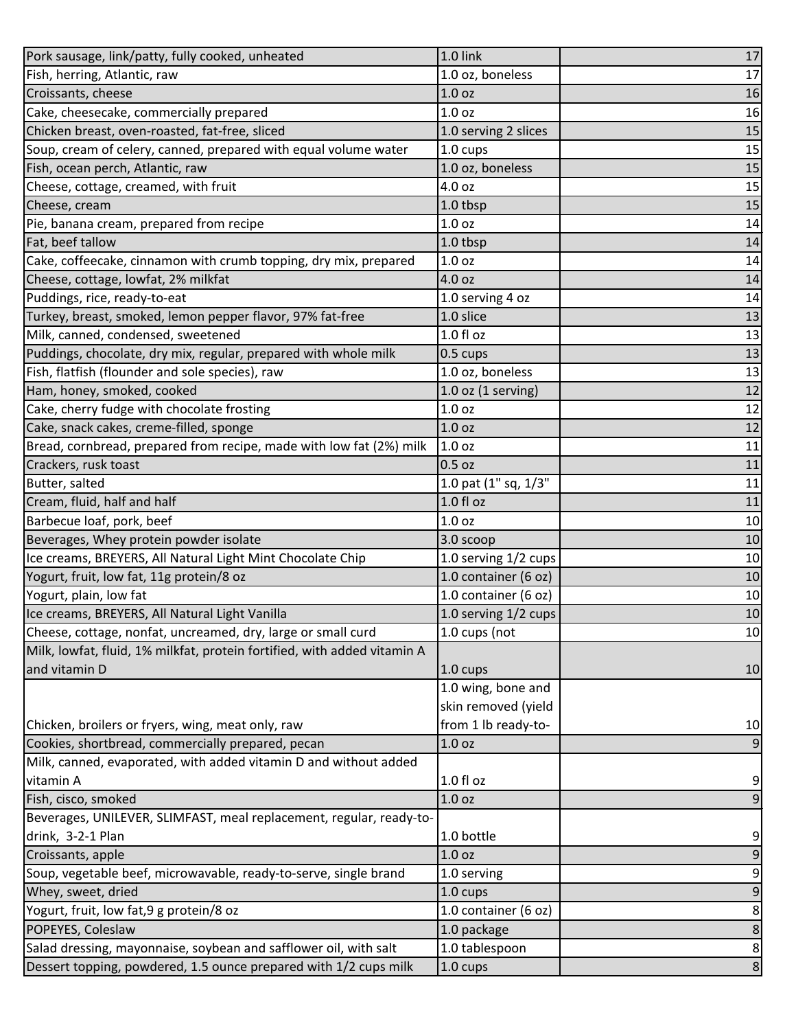| | | |
|---|---|---|
| Pork sausage, link/patty, fully cooked, unheated | 1.0 link | 17 |
| Fish, herring, Atlantic, raw | 1.0 oz, boneless | 17 |
| Croissants, cheese | 1.0 oz | 16 |
| Cake, cheesecake, commercially prepared | 1.0 oz | 16 |
| Chicken breast, oven-roasted, fat-free, sliced | 1.0 serving 2 slices | 15 |
| Soup, cream of celery, canned, prepared with equal volume water | 1.0 cups | 15 |
| Fish, ocean perch, Atlantic, raw | 1.0 oz, boneless | 15 |
| Cheese, cottage, creamed, with fruit | 4.0 oz | 15 |
| Cheese, cream | 1.0 tbsp | 15 |
| Pie, banana cream, prepared from recipe | 1.0 oz | 14 |
| Fat, beef tallow | 1.0 tbsp | 14 |
| Cake, coffeecake, cinnamon with crumb topping, dry mix, prepared | 1.0 oz | 14 |
| Cheese, cottage, lowfat, 2% milkfat | 4.0 oz | 14 |
| Puddings, rice, ready-to-eat | 1.0 serving 4 oz | 14 |
| Turkey, breast, smoked, lemon pepper flavor, 97% fat-free | 1.0 slice | 13 |
| Milk, canned, condensed, sweetened | 1.0 fl oz | 13 |
| Puddings, chocolate, dry mix, regular, prepared with whole milk | 0.5 cups | 13 |
| Fish, flatfish (flounder and sole species), raw | 1.0 oz, boneless | 13 |
| Ham, honey, smoked, cooked | 1.0 oz (1 serving) | 12 |
| Cake, cherry fudge with chocolate frosting | 1.0 oz | 12 |
| Cake, snack cakes, creme-filled, sponge | 1.0 oz | 12 |
| Bread, cornbread, prepared from recipe, made with low fat (2%) milk | 1.0 oz | 11 |
| Crackers, rusk toast | 0.5 oz | 11 |
| Butter, salted | 1.0 pat (1" sq, 1/3" | 11 |
| Cream, fluid, half and half | 1.0 fl oz | 11 |
| Barbecue loaf, pork, beef | 1.0 oz | 10 |
| Beverages, Whey protein powder isolate | 3.0 scoop | 10 |
| Ice creams, BREYERS, All Natural Light Mint Chocolate Chip | 1.0 serving 1/2 cups | 10 |
| Yogurt, fruit, low fat, 11g protein/8 oz | 1.0 container (6 oz) | 10 |
| Yogurt, plain, low fat | 1.0 container (6 oz) | 10 |
| Ice creams, BREYERS, All Natural Light Vanilla | 1.0 serving 1/2 cups | 10 |
| Cheese, cottage, nonfat, uncreamed, dry, large or small curd | 1.0 cups (not | 10 |
| Milk, lowfat, fluid, 1% milkfat, protein fortified, with added vitamin A and vitamin D | 1.0 cups | 10 |
| Chicken, broilers or fryers, wing, meat only, raw | 1.0 wing, bone and skin removed (yield from 1 lb ready-to- | 10 |
| Cookies, shortbread, commercially prepared, pecan | 1.0 oz | 9 |
| Milk, canned, evaporated, with added vitamin D and without added vitamin A | 1.0 fl oz | 9 |
| Fish, cisco, smoked | 1.0 oz | 9 |
| Beverages, UNILEVER, SLIMFAST, meal replacement, regular, ready-to-drink, 3-2-1 Plan | 1.0 bottle | 9 |
| Croissants, apple | 1.0 oz | 9 |
| Soup, vegetable beef, microwavable, ready-to-serve, single brand | 1.0 serving | 9 |
| Whey, sweet, dried | 1.0 cups | 9 |
| Yogurt, fruit, low fat,9 g protein/8 oz | 1.0 container (6 oz) | 8 |
| POPEYES, Coleslaw | 1.0 package | 8 |
| Salad dressing, mayonnaise, soybean and safflower oil, with salt | 1.0 tablespoon | 8 |
| Dessert topping, powdered, 1.5 ounce prepared with 1/2 cups milk | 1.0 cups | 8 |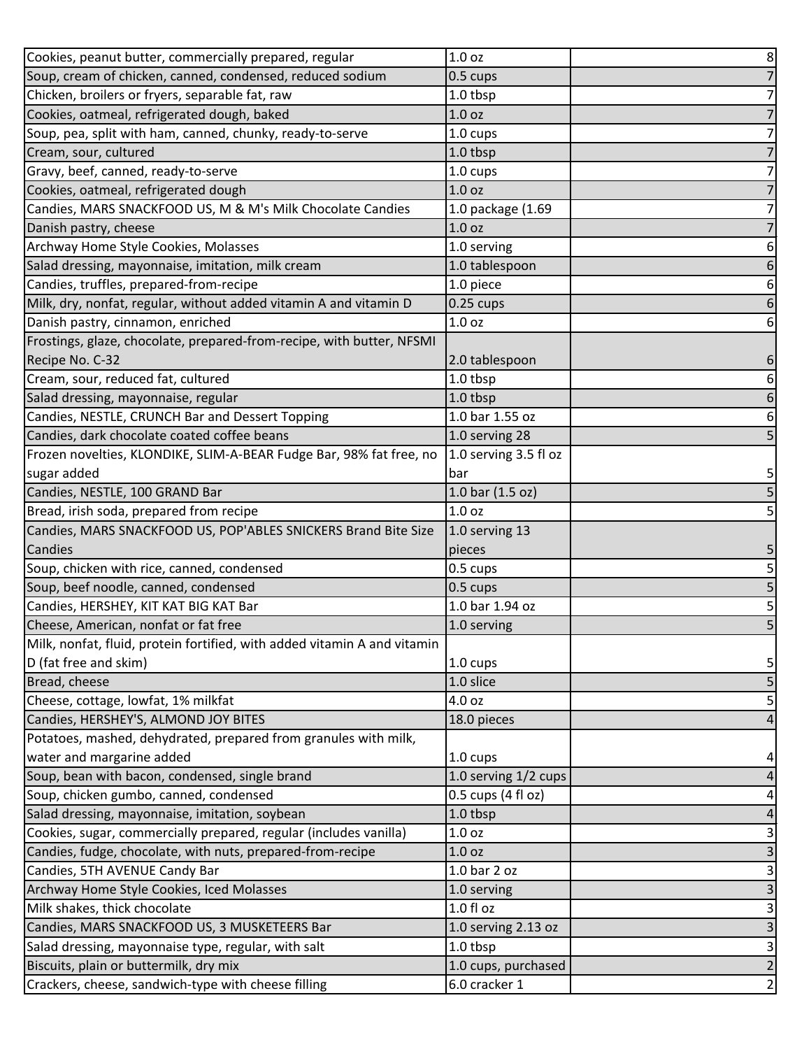| | | |
|---|---|---|
| Cookies, peanut butter, commercially prepared, regular | 1.0 oz | 8 |
| Soup, cream of chicken, canned, condensed, reduced sodium | 0.5 cups | 7 |
| Chicken, broilers or fryers, separable fat, raw | 1.0 tbsp | 7 |
| Cookies, oatmeal, refrigerated dough, baked | 1.0 oz | 7 |
| Soup, pea, split with ham, canned, chunky, ready-to-serve | 1.0 cups | 7 |
| Cream, sour, cultured | 1.0 tbsp | 7 |
| Gravy, beef, canned, ready-to-serve | 1.0 cups | 7 |
| Cookies, oatmeal, refrigerated dough | 1.0 oz | 7 |
| Candies, MARS SNACKFOOD US, M & M's Milk Chocolate Candies | 1.0 package (1.69 | 7 |
| Danish pastry, cheese | 1.0 oz | 7 |
| Archway Home Style Cookies, Molasses | 1.0 serving | 6 |
| Salad dressing, mayonnaise, imitation, milk cream | 1.0 tablespoon | 6 |
| Candies, truffles, prepared-from-recipe | 1.0 piece | 6 |
| Milk, dry, nonfat, regular, without added vitamin A and vitamin D | 0.25 cups | 6 |
| Danish pastry, cinnamon, enriched | 1.0 oz | 6 |
| Frostings, glaze, chocolate, prepared-from-recipe, with butter, NFSMI Recipe No. C-32 | 2.0 tablespoon | 6 |
| Cream, sour, reduced fat, cultured | 1.0 tbsp | 6 |
| Salad dressing, mayonnaise, regular | 1.0 tbsp | 6 |
| Candies, NESTLE, CRUNCH Bar and Dessert Topping | 1.0 bar 1.55 oz | 6 |
| Candies, dark chocolate coated coffee beans | 1.0 serving 28 | 5 |
| Frozen novelties, KLONDIKE, SLIM-A-BEAR Fudge Bar, 98% fat free, no sugar added | 1.0 serving 3.5 fl oz bar | 5 |
| Candies, NESTLE, 100 GRAND Bar | 1.0 bar (1.5 oz) | 5 |
| Bread, irish soda, prepared from recipe | 1.0 oz | 5 |
| Candies, MARS SNACKFOOD US, POP'ABLES SNICKERS Brand Bite Size Candies | 1.0 serving 13 pieces | 5 |
| Soup, chicken with rice, canned, condensed | 0.5 cups | 5 |
| Soup, beef noodle, canned, condensed | 0.5 cups | 5 |
| Candies, HERSHEY, KIT KAT BIG KAT Bar | 1.0 bar 1.94 oz | 5 |
| Cheese, American, nonfat or fat free | 1.0 serving | 5 |
| Milk, nonfat, fluid, protein fortified, with added vitamin A and vitamin D (fat free and skim) | 1.0 cups | 5 |
| Bread, cheese | 1.0 slice | 5 |
| Cheese, cottage, lowfat, 1% milkfat | 4.0 oz | 5 |
| Candies, HERSHEY'S, ALMOND JOY BITES | 18.0 pieces | 4 |
| Potatoes, mashed, dehydrated, prepared from granules with milk, water and margarine added | 1.0 cups | 4 |
| Soup, bean with bacon, condensed, single brand | 1.0 serving 1/2 cups | 4 |
| Soup, chicken gumbo, canned, condensed | 0.5 cups (4 fl oz) | 4 |
| Salad dressing, mayonnaise, imitation, soybean | 1.0 tbsp | 4 |
| Cookies, sugar, commercially prepared, regular (includes vanilla) | 1.0 oz | 3 |
| Candies, fudge, chocolate, with nuts, prepared-from-recipe | 1.0 oz | 3 |
| Candies, 5TH AVENUE Candy Bar | 1.0 bar 2 oz | 3 |
| Archway Home Style Cookies, Iced Molasses | 1.0 serving | 3 |
| Milk shakes, thick chocolate | 1.0 fl oz | 3 |
| Candies, MARS SNACKFOOD US, 3 MUSKETEERS Bar | 1.0 serving 2.13 oz | 3 |
| Salad dressing, mayonnaise type, regular, with salt | 1.0 tbsp | 3 |
| Biscuits, plain or buttermilk, dry mix | 1.0 cups, purchased | 2 |
| Crackers, cheese, sandwich-type with cheese filling | 6.0 cracker 1 | 2 |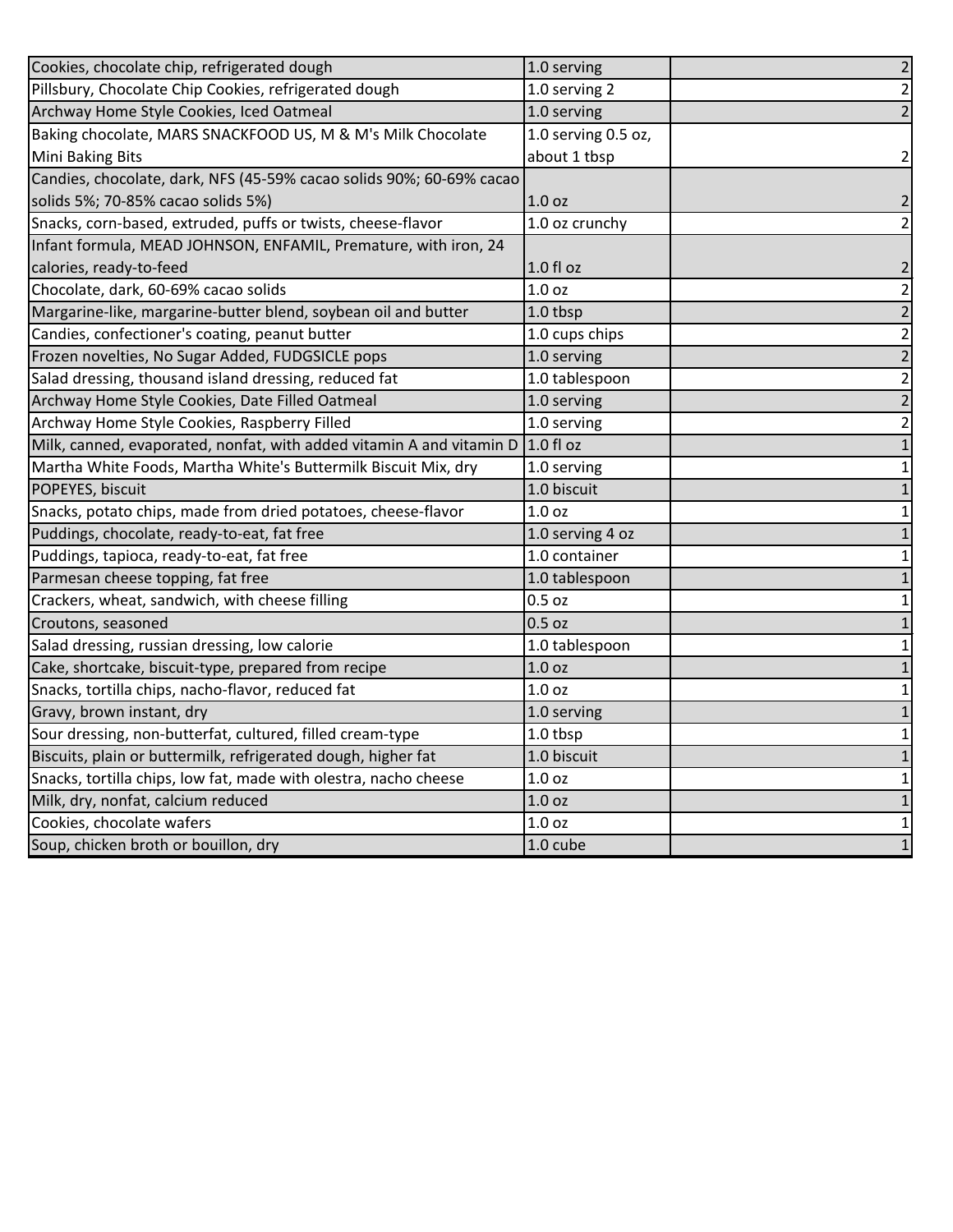| | | |
|---|---|---|
| Cookies, chocolate chip, refrigerated dough | 1.0 serving | 2 |
| Pillsbury, Chocolate Chip Cookies, refrigerated dough | 1.0 serving 2 | 2 |
| Archway Home Style Cookies, Iced Oatmeal | 1.0 serving | 2 |
| Baking chocolate, MARS SNACKFOOD US, M & M's Milk Chocolate Mini Baking Bits | 1.0 serving 0.5 oz, about 1 tbsp | 2 |
| Candies, chocolate, dark, NFS (45-59% cacao solids 90%; 60-69% cacao solids 5%; 70-85% cacao solids 5%) | 1.0 oz | 2 |
| Snacks, corn-based, extruded, puffs or twists, cheese-flavor | 1.0 oz crunchy | 2 |
| Infant formula, MEAD JOHNSON, ENFAMIL, Premature, with iron, 24 calories, ready-to-feed | 1.0 fl oz | 2 |
| Chocolate, dark, 60-69% cacao solids | 1.0 oz | 2 |
| Margarine-like, margarine-butter blend, soybean oil and butter | 1.0 tbsp | 2 |
| Candies, confectioner's coating, peanut butter | 1.0 cups chips | 2 |
| Frozen novelties, No Sugar Added, FUDGSICLE pops | 1.0 serving | 2 |
| Salad dressing, thousand island dressing, reduced fat | 1.0 tablespoon | 2 |
| Archway Home Style Cookies, Date Filled Oatmeal | 1.0 serving | 2 |
| Archway Home Style Cookies, Raspberry Filled | 1.0 serving | 2 |
| Milk, canned, evaporated, nonfat, with added vitamin A and vitamin D | 1.0 fl oz | 1 |
| Martha White Foods, Martha White's Buttermilk Biscuit Mix, dry | 1.0 serving | 1 |
| POPEYES, biscuit | 1.0 biscuit | 1 |
| Snacks, potato chips, made from dried potatoes, cheese-flavor | 1.0 oz | 1 |
| Puddings, chocolate, ready-to-eat, fat free | 1.0 serving 4 oz | 1 |
| Puddings, tapioca, ready-to-eat, fat free | 1.0 container | 1 |
| Parmesan cheese topping, fat free | 1.0 tablespoon | 1 |
| Crackers, wheat, sandwich, with cheese filling | 0.5 oz | 1 |
| Croutons, seasoned | 0.5 oz | 1 |
| Salad dressing, russian dressing, low calorie | 1.0 tablespoon | 1 |
| Cake, shortcake, biscuit-type, prepared from recipe | 1.0 oz | 1 |
| Snacks, tortilla chips, nacho-flavor, reduced fat | 1.0 oz | 1 |
| Gravy, brown instant, dry | 1.0 serving | 1 |
| Sour dressing, non-butterfat, cultured, filled cream-type | 1.0 tbsp | 1 |
| Biscuits, plain or buttermilk, refrigerated dough, higher fat | 1.0 biscuit | 1 |
| Snacks, tortilla chips, low fat, made with olestra, nacho cheese | 1.0 oz | 1 |
| Milk, dry, nonfat, calcium reduced | 1.0 oz | 1 |
| Cookies, chocolate wafers | 1.0 oz | 1 |
| Soup, chicken broth or bouillon, dry | 1.0 cube | 1 |